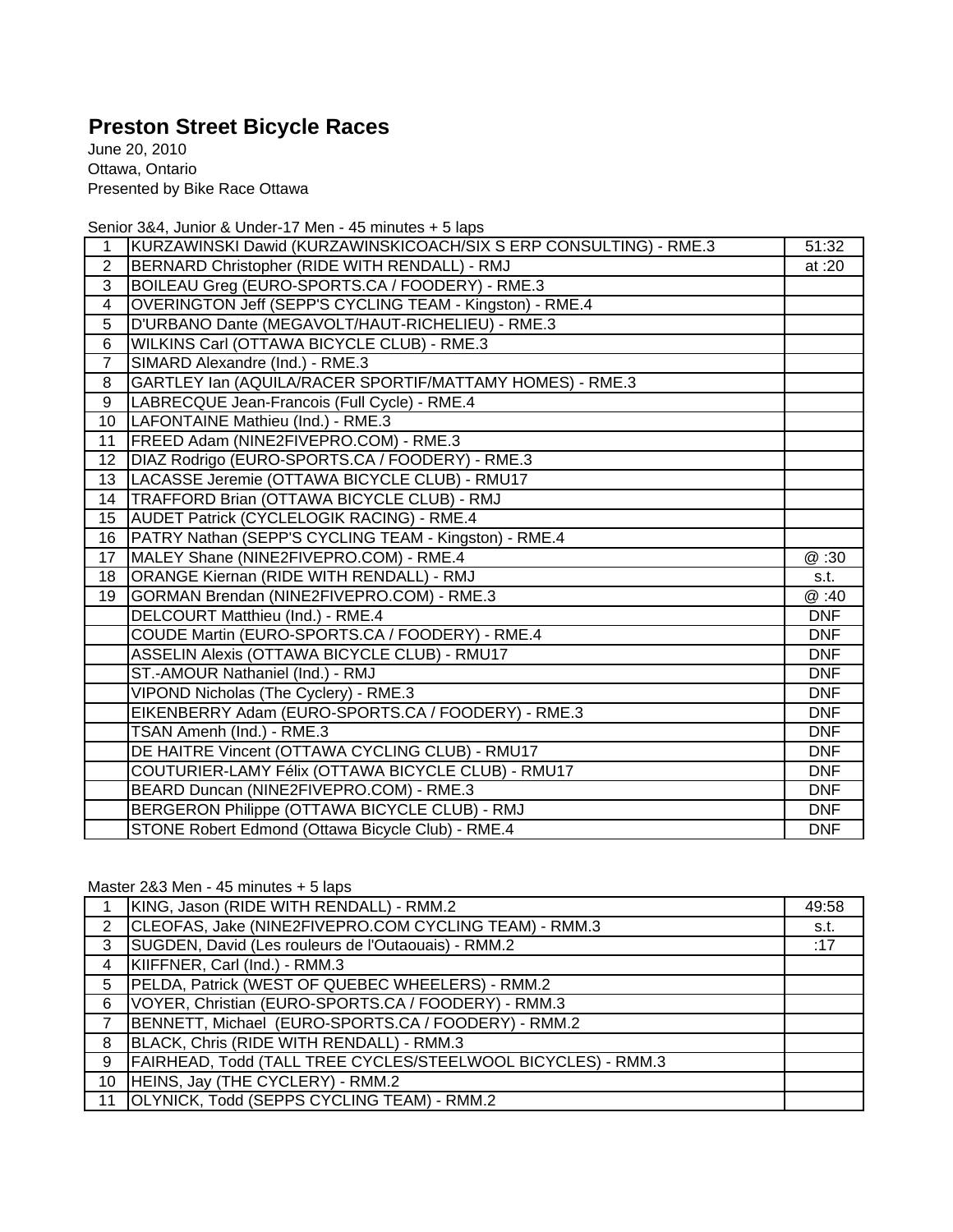# Preston Street Bicycle Races

June 20, 2010
Ottawa, Ontario
Presented by Bike Race Ottawa

Senior 3&4, Junior & Under-17 Men - 45 minutes + 5 laps

| | | |
|---|---|---|
| 1 | KURZAWINSKI Dawid (KURZAWINSKICOACH/SIX S ERP CONSULTING) - RME.3 | 51:32 |
| 2 | BERNARD Christopher (RIDE WITH RENDALL) - RMJ | at :20 |
| 3 | BOILEAU Greg (EURO-SPORTS.CA / FOODERY) - RME.3 | |
| 4 | OVERINGTON Jeff (SEPP'S CYCLING TEAM - Kingston) - RME.4 | |
| 5 | D'URBANO Dante (MEGAVOLT/HAUT-RICHELIEU) - RME.3 | |
| 6 | WILKINS Carl (OTTAWA BICYCLE CLUB) - RME.3 | |
| 7 | SIMARD Alexandre (Ind.) - RME.3 | |
| 8 | GARTLEY Ian (AQUILA/RACER SPORTIF/MATTAMY HOMES) - RME.3 | |
| 9 | LABRECQUE Jean-Francois (Full Cycle) - RME.4 | |
| 10 | LAFONTAINE Mathieu (Ind.) - RME.3 | |
| 11 | FREED Adam (NINE2FIVEPRO.COM) - RME.3 | |
| 12 | DIAZ Rodrigo (EURO-SPORTS.CA / FOODERY) - RME.3 | |
| 13 | LACASSE Jeremie (OTTAWA BICYCLE CLUB) - RMU17 | |
| 14 | TRAFFORD Brian (OTTAWA BICYCLE CLUB) - RMJ | |
| 15 | AUDET Patrick (CYCLELOGIK RACING) - RME.4 | |
| 16 | PATRY Nathan (SEPP'S CYCLING TEAM - Kingston) - RME.4 | |
| 17 | MALEY Shane (NINE2FIVEPRO.COM) - RME.4 | @ :30 |
| 18 | ORANGE Kiernan (RIDE WITH RENDALL) - RMJ | s.t. |
| 19 | GORMAN Brendan (NINE2FIVEPRO.COM) - RME.3 | @ :40 |
| | DELCOURT Matthieu (Ind.) - RME.4 | DNF |
| | COUDE Martin (EURO-SPORTS.CA / FOODERY) - RME.4 | DNF |
| | ASSELIN Alexis (OTTAWA BICYCLE CLUB) - RMU17 | DNF |
| | ST.-AMOUR Nathaniel (Ind.) - RMJ | DNF |
| | VIPOND Nicholas (The Cyclery) - RME.3 | DNF |
| | EIKENBERRY Adam (EURO-SPORTS.CA / FOODERY) - RME.3 | DNF |
| | TSAN Amenh (Ind.) - RME.3 | DNF |
| | DE HAITRE Vincent (OTTAWA CYCLING CLUB) - RMU17 | DNF |
| | COUTURIER-LAMY Félix (OTTAWA BICYCLE CLUB) - RMU17 | DNF |
| | BEARD Duncan (NINE2FIVEPRO.COM) - RME.3 | DNF |
| | BERGERON Philippe (OTTAWA BICYCLE CLUB) - RMJ | DNF |
| | STONE Robert Edmond (Ottawa Bicycle Club) - RME.4 | DNF |

Master 2&3 Men - 45 minutes + 5 laps

| | | |
|---|---|---|
| 1 | KING, Jason (RIDE WITH RENDALL) - RMM.2 | 49:58 |
| 2 | CLEOFAS, Jake (NINE2FIVEPRO.COM CYCLING TEAM) - RMM.3 | s.t. |
| 3 | SUGDEN, David (Les rouleurs de l'Outaouais) - RMM.2 | :17 |
| 4 | KIIFFNER, Carl (Ind.) - RMM.3 | |
| 5 | PELDA, Patrick (WEST OF QUEBEC WHEELERS) - RMM.2 | |
| 6 | VOYER, Christian (EURO-SPORTS.CA / FOODERY) - RMM.3 | |
| 7 | BENNETT, Michael (EURO-SPORTS.CA / FOODERY) - RMM.2 | |
| 8 | BLACK, Chris (RIDE WITH RENDALL) - RMM.3 | |
| 9 | FAIRHEAD, Todd (TALL TREE CYCLES/STEELWOOL BICYCLES) - RMM.3 | |
| 10 | HEINS, Jay (THE CYCLERY) - RMM.2 | |
| 11 | OLYNICK, Todd (SEPPS CYCLING TEAM) - RMM.2 | |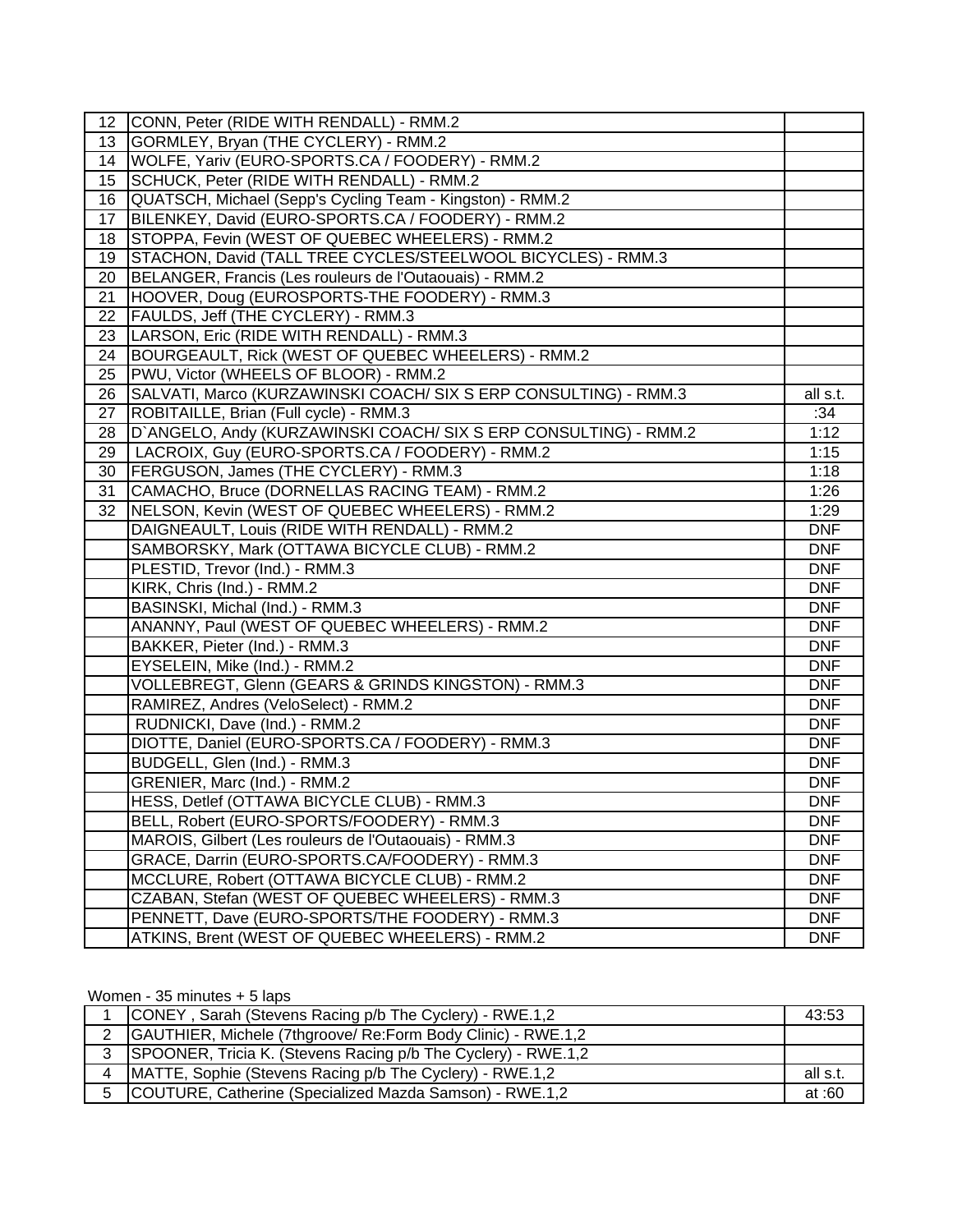| | | |
|---|---|---|
| 12 | CONN, Peter (RIDE WITH RENDALL) - RMM.2 | |
| 13 | GORMLEY, Bryan (THE CYCLERY) - RMM.2 | |
| 14 | WOLFE, Yariv (EURO-SPORTS.CA / FOODERY) - RMM.2 | |
| 15 | SCHUCK, Peter (RIDE WITH RENDALL) - RMM.2 | |
| 16 | QUATSCH, Michael (Sepp's Cycling Team - Kingston) - RMM.2 | |
| 17 | BILENKEY, David (EURO-SPORTS.CA / FOODERY) - RMM.2 | |
| 18 | STOPPA, Fevin (WEST OF QUEBEC WHEELERS) - RMM.2 | |
| 19 | STACHON, David (TALL TREE CYCLES/STEELWOOL BICYCLES) - RMM.3 | |
| 20 | BELANGER, Francis (Les rouleurs de l'Outaouais) - RMM.2 | |
| 21 | HOOVER, Doug (EUROSPORTS-THE FOODERY) - RMM.3 | |
| 22 | FAULDS, Jeff (THE CYCLERY) - RMM.3 | |
| 23 | LARSON, Eric (RIDE WITH RENDALL) - RMM.3 | |
| 24 | BOURGEAULT, Rick (WEST OF QUEBEC WHEELERS) - RMM.2 | |
| 25 | PWU, Victor (WHEELS OF BLOOR) - RMM.2 | |
| 26 | SALVATI, Marco (KURZAWINSKI COACH/ SIX S ERP CONSULTING) - RMM.3 | all s.t. |
| 27 | ROBITAILLE, Brian (Full cycle) - RMM.3 | :34 |
| 28 | D`ANGELO, Andy (KURZAWINSKI COACH/ SIX S ERP CONSULTING) - RMM.2 | 1:12 |
| 29 | LACROIX, Guy (EURO-SPORTS.CA / FOODERY) - RMM.2 | 1:15 |
| 30 | FERGUSON, James (THE CYCLERY) - RMM.3 | 1:18 |
| 31 | CAMACHO, Bruce (DORNELLAS RACING TEAM) - RMM.2 | 1:26 |
| 32 | NELSON, Kevin (WEST OF QUEBEC WHEELERS) - RMM.2 | 1:29 |
| | DAIGNEAULT, Louis (RIDE WITH RENDALL) - RMM.2 | DNF |
| | SAMBORSKY, Mark (OTTAWA BICYCLE CLUB) - RMM.2 | DNF |
| | PLESTID, Trevor (Ind.) - RMM.3 | DNF |
| | KIRK, Chris (Ind.) - RMM.2 | DNF |
| | BASINSKI, Michal (Ind.) - RMM.3 | DNF |
| | ANANNY, Paul (WEST OF QUEBEC WHEELERS) - RMM.2 | DNF |
| | BAKKER, Pieter (Ind.) - RMM.3 | DNF |
| | EYSELEIN, Mike (Ind.) - RMM.2 | DNF |
| | VOLLEBREGT, Glenn (GEARS & GRINDS KINGSTON) - RMM.3 | DNF |
| | RAMIREZ, Andres (VeloSelect) - RMM.2 | DNF |
| | RUDNICKI, Dave (Ind.) - RMM.2 | DNF |
| | DIOTTE, Daniel (EURO-SPORTS.CA / FOODERY) - RMM.3 | DNF |
| | BUDGELL, Glen (Ind.) - RMM.3 | DNF |
| | GRENIER, Marc (Ind.) - RMM.2 | DNF |
| | HESS, Detlef (OTTAWA BICYCLE CLUB) - RMM.3 | DNF |
| | BELL, Robert (EURO-SPORTS/FOODERY) - RMM.3 | DNF |
| | MAROIS, Gilbert (Les rouleurs de l'Outaouais) - RMM.3 | DNF |
| | GRACE, Darrin (EURO-SPORTS.CA/FOODERY) - RMM.3 | DNF |
| | MCCLURE, Robert (OTTAWA BICYCLE CLUB) - RMM.2 | DNF |
| | CZABAN, Stefan (WEST OF QUEBEC WHEELERS) - RMM.3 | DNF |
| | PENNETT, Dave (EURO-SPORTS/THE FOODERY) - RMM.3 | DNF |
| | ATKINS, Brent (WEST OF QUEBEC WHEELERS) - RMM.2 | DNF |

Women - 35 minutes + 5 laps

| | | |
|---|---|---|
| 1 | CONEY , Sarah (Stevens Racing p/b The Cyclery) - RWE.1,2 | 43:53 |
| 2 | GAUTHIER, Michele (7thgroove/ Re:Form Body Clinic) - RWE.1,2 | |
| 3 | SPOONER, Tricia K. (Stevens Racing p/b The Cyclery) - RWE.1,2 | |
| 4 | MATTE, Sophie (Stevens Racing p/b The Cyclery) - RWE.1,2 | all s.t. |
| 5 | COUTURE, Catherine (Specialized Mazda Samson) - RWE.1,2 | at :60 |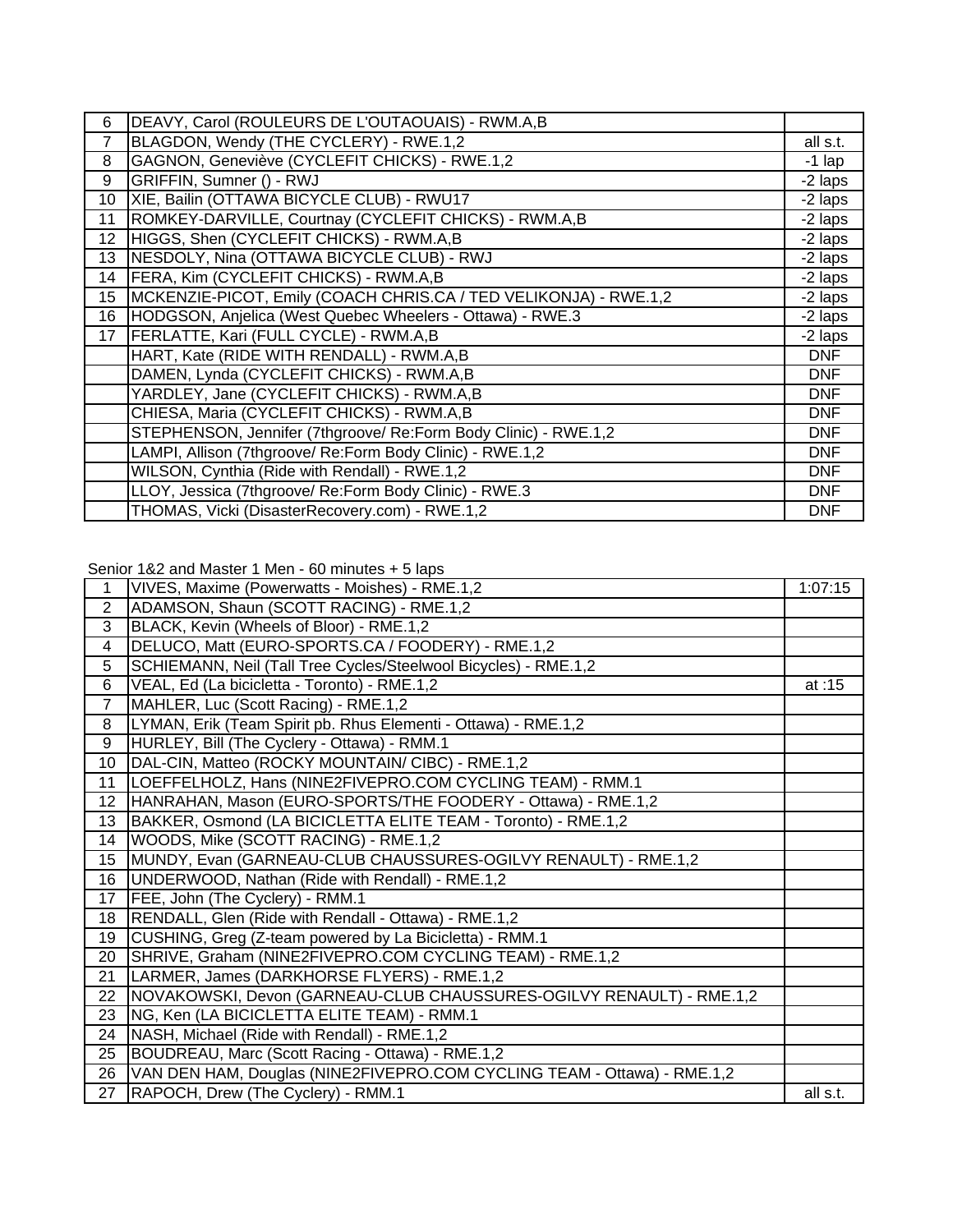| | | |
|---|---|---|
| 6 | DEAVY, Carol (ROULEURS DE L'OUTAOUAIS) - RWM.A,B | |
| 7 | BLAGDON, Wendy (THE CYCLERY) - RWE.1,2 | all s.t. |
| 8 | GAGNON, Geneviève (CYCLEFIT CHICKS) - RWE.1,2 | -1 lap |
| 9 | GRIFFIN, Sumner () - RWJ | -2 laps |
| 10 | XIE, Bailin (OTTAWA BICYCLE CLUB) - RWU17 | -2 laps |
| 11 | ROMKEY-DARVILLE, Courtnay (CYCLEFIT CHICKS) - RWM.A,B | -2 laps |
| 12 | HIGGS, Shen (CYCLEFIT CHICKS) - RWM.A,B | -2 laps |
| 13 | NESDOLY, Nina (OTTAWA BICYCLE CLUB) - RWJ | -2 laps |
| 14 | FERA, Kim (CYCLEFIT CHICKS) - RWM.A,B | -2 laps |
| 15 | MCKENZIE-PICOT, Emily (COACH CHRIS.CA / TED VELIKONJA) - RWE.1,2 | -2 laps |
| 16 | HODGSON, Anjelica (West Quebec Wheelers - Ottawa) - RWE.3 | -2 laps |
| 17 | FERLATTE, Kari (FULL CYCLE) - RWM.A,B | -2 laps |
| | HART, Kate (RIDE WITH RENDALL) - RWM.A,B | DNF |
| | DAMEN, Lynda (CYCLEFIT CHICKS) - RWM.A,B | DNF |
| | YARDLEY, Jane (CYCLEFIT CHICKS) - RWM.A,B | DNF |
| | CHIESA, Maria (CYCLEFIT CHICKS) - RWM.A,B | DNF |
| | STEPHENSON, Jennifer (7thgroove/ Re:Form Body Clinic) - RWE.1,2 | DNF |
| | LAMPI, Allison (7thgroove/ Re:Form Body Clinic) - RWE.1,2 | DNF |
| | WILSON, Cynthia (Ride with Rendall) - RWE.1,2 | DNF |
| | LLOY, Jessica (7thgroove/ Re:Form Body Clinic) - RWE.3 | DNF |
| | THOMAS, Vicki (DisasterRecovery.com) - RWE.1,2 | DNF |

Senior 1&2 and Master 1 Men - 60 minutes + 5 laps

| | | |
|---|---|---|
| 1 | VIVES, Maxime (Powerwatts - Moishes) - RME.1,2 | 1:07:15 |
| 2 | ADAMSON, Shaun (SCOTT RACING) - RME.1,2 | |
| 3 | BLACK, Kevin (Wheels of Bloor) - RME.1,2 | |
| 4 | DELUCO, Matt (EURO-SPORTS.CA / FOODERY) - RME.1,2 | |
| 5 | SCHIEMANN, Neil (Tall Tree Cycles/Steelwool Bicycles) - RME.1,2 | |
| 6 | VEAL, Ed (La bicicletta - Toronto) - RME.1,2 | at :15 |
| 7 | MAHLER, Luc (Scott Racing) - RME.1,2 | |
| 8 | LYMAN, Erik (Team Spirit pb. Rhus Elementi - Ottawa) - RME.1,2 | |
| 9 | HURLEY, Bill (The Cyclery - Ottawa) - RMM.1 | |
| 10 | DAL-CIN, Matteo (ROCKY MOUNTAIN/ CIBC) - RME.1,2 | |
| 11 | LOEFFELHOLZ, Hans (NINE2FIVEPRO.COM CYCLING TEAM) - RMM.1 | |
| 12 | HANRAHAN, Mason (EURO-SPORTS/THE FOODERY - Ottawa) - RME.1,2 | |
| 13 | BAKKER, Osmond (LA BICICLETTA ELITE TEAM - Toronto) - RME.1,2 | |
| 14 | WOODS, Mike (SCOTT RACING) - RME.1,2 | |
| 15 | MUNDY, Evan (GARNEAU-CLUB CHAUSSURES-OGILVY RENAULT) - RME.1,2 | |
| 16 | UNDERWOOD, Nathan (Ride with Rendall) - RME.1,2 | |
| 17 | FEE, John (The Cyclery) - RMM.1 | |
| 18 | RENDALL, Glen (Ride with Rendall - Ottawa) - RME.1,2 | |
| 19 | CUSHING, Greg (Z-team powered by La Bicicletta) - RMM.1 | |
| 20 | SHRIVE, Graham (NINE2FIVEPRO.COM CYCLING TEAM) - RME.1,2 | |
| 21 | LARMER, James (DARKHORSE FLYERS) - RME.1,2 | |
| 22 | NOVAKOWSKI, Devon (GARNEAU-CLUB CHAUSSURES-OGILVY RENAULT) - RME.1,2 | |
| 23 | NG, Ken (LA BICICLETTA ELITE TEAM) - RMM.1 | |
| 24 | NASH, Michael (Ride with Rendall) - RME.1,2 | |
| 25 | BOUDREAU, Marc (Scott Racing - Ottawa) - RME.1,2 | |
| 26 | VAN DEN HAM, Douglas (NINE2FIVEPRO.COM CYCLING TEAM - Ottawa) - RME.1,2 | |
| 27 | RAPOCH, Drew (The Cyclery) - RMM.1 | all s.t. |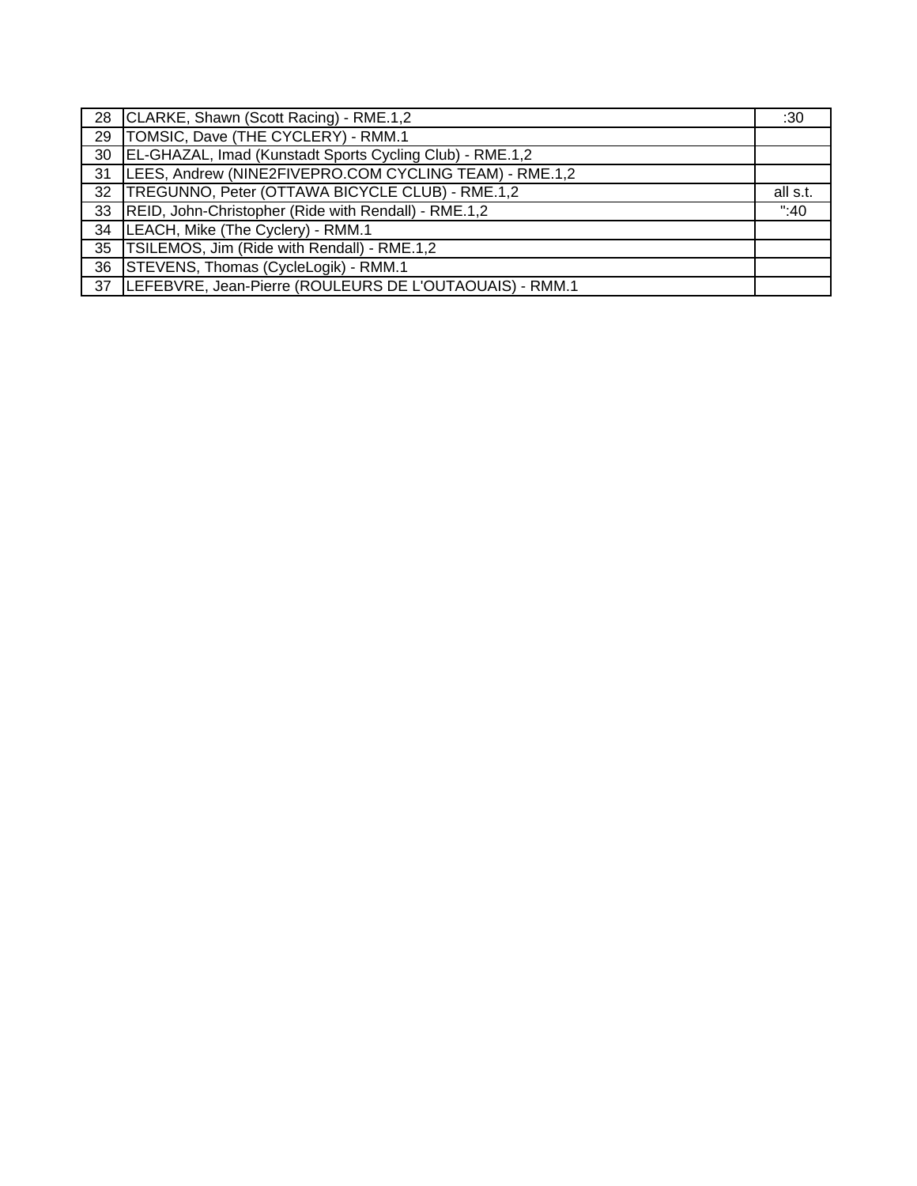| | | |
|---|---|---|
| 28 | CLARKE, Shawn (Scott Racing) - RME.1,2 | :30 |
| 29 | TOMSIC, Dave (THE CYCLERY) - RMM.1 | |
| 30 | EL-GHAZAL, Imad (Kunstadt Sports Cycling Club) - RME.1,2 | |
| 31 | LEES, Andrew (NINE2FIVEPRO.COM CYCLING TEAM) - RME.1,2 | |
| 32 | TREGUNNO, Peter (OTTAWA BICYCLE CLUB) - RME.1,2 | all s.t. |
| 33 | REID, John-Christopher (Ride with Rendall) - RME.1,2 | ":40 |
| 34 | LEACH, Mike (The Cyclery) - RMM.1 | |
| 35 | TSILEMOS, Jim (Ride with Rendall) - RME.1,2 | |
| 36 | STEVENS, Thomas (CycleLogik) - RMM.1 | |
| 37 | LEFEBVRE, Jean-Pierre (ROULEURS DE L'OUTAOUAIS) - RMM.1 | |